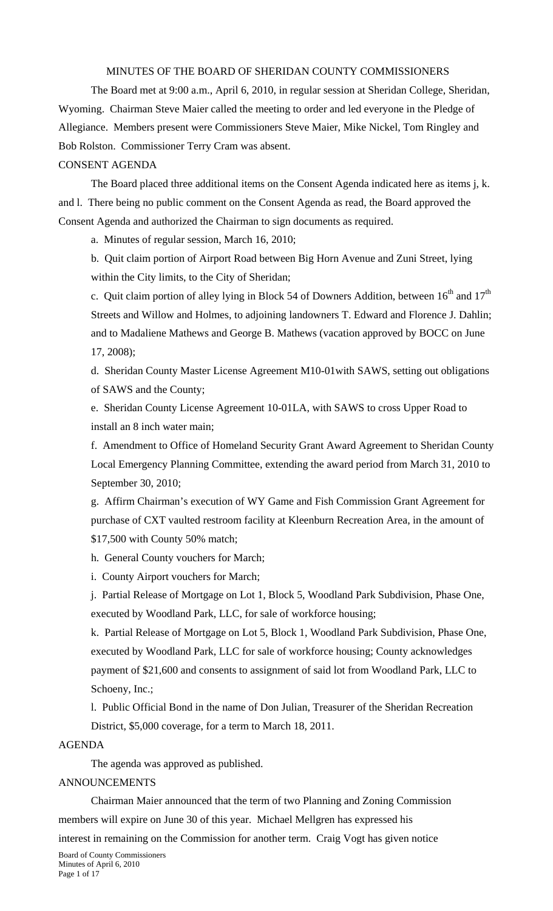# MINUTES OF THE BOARD OF SHERIDAN COUNTY COMMISSIONERS

The Board met at 9:00 a.m., April 6, 2010, in regular session at Sheridan College, Sheridan, Wyoming. Chairman Steve Maier called the meeting to order and led everyone in the Pledge of Allegiance. Members present were Commissioners Steve Maier, Mike Nickel, Tom Ringley and Bob Rolston. Commissioner Terry Cram was absent.

## CONSENT AGENDA

The Board placed three additional items on the Consent Agenda indicated here as items j, k. and l. There being no public comment on the Consent Agenda as read, the Board approved the Consent Agenda and authorized the Chairman to sign documents as required.

a. Minutes of regular session, March 16, 2010;

b. Quit claim portion of Airport Road between Big Horn Avenue and Zuni Street, lying within the City limits, to the City of Sheridan;

c. Quit claim portion of alley lying in Block 54 of Downers Addition, between 16th and 17th Streets and Willow and Holmes, to adjoining landowners T. Edward and Florence J. Dahlin; and to Madaliene Mathews and George B. Mathews (vacation approved by BOCC on June 17, 2008);

d. Sheridan County Master License Agreement M10-01with SAWS, setting out obligations of SAWS and the County;

e. Sheridan County License Agreement 10-01LA, with SAWS to cross Upper Road to install an 8 inch water main;

f. Amendment to Office of Homeland Security Grant Award Agreement to Sheridan County Local Emergency Planning Committee, extending the award period from March 31, 2010 to September 30, 2010;

g. Affirm Chairman's execution of WY Game and Fish Commission Grant Agreement for purchase of CXT vaulted restroom facility at Kleenburn Recreation Area, in the amount of $17,500 with County 50% match;

h. General County vouchers for March;

i. County Airport vouchers for March;

j. Partial Release of Mortgage on Lot 1, Block 5, Woodland Park Subdivision, Phase One, executed by Woodland Park, LLC, for sale of workforce housing;

k. Partial Release of Mortgage on Lot 5, Block 1, Woodland Park Subdivision, Phase One, executed by Woodland Park, LLC for sale of workforce housing; County acknowledges payment of $21,600 and consents to assignment of said lot from Woodland Park, LLC to Schoeny, Inc.;

l. Public Official Bond in the name of Don Julian, Treasurer of the Sheridan Recreation District, $5,000 coverage, for a term to March 18, 2011.

## AGENDA

The agenda was approved as published.

## ANNOUNCEMENTS

Chairman Maier announced that the term of two Planning and Zoning Commission members will expire on June 30 of this year. Michael Mellgren has expressed his interest in remaining on the Commission for another term. Craig Vogt has given notice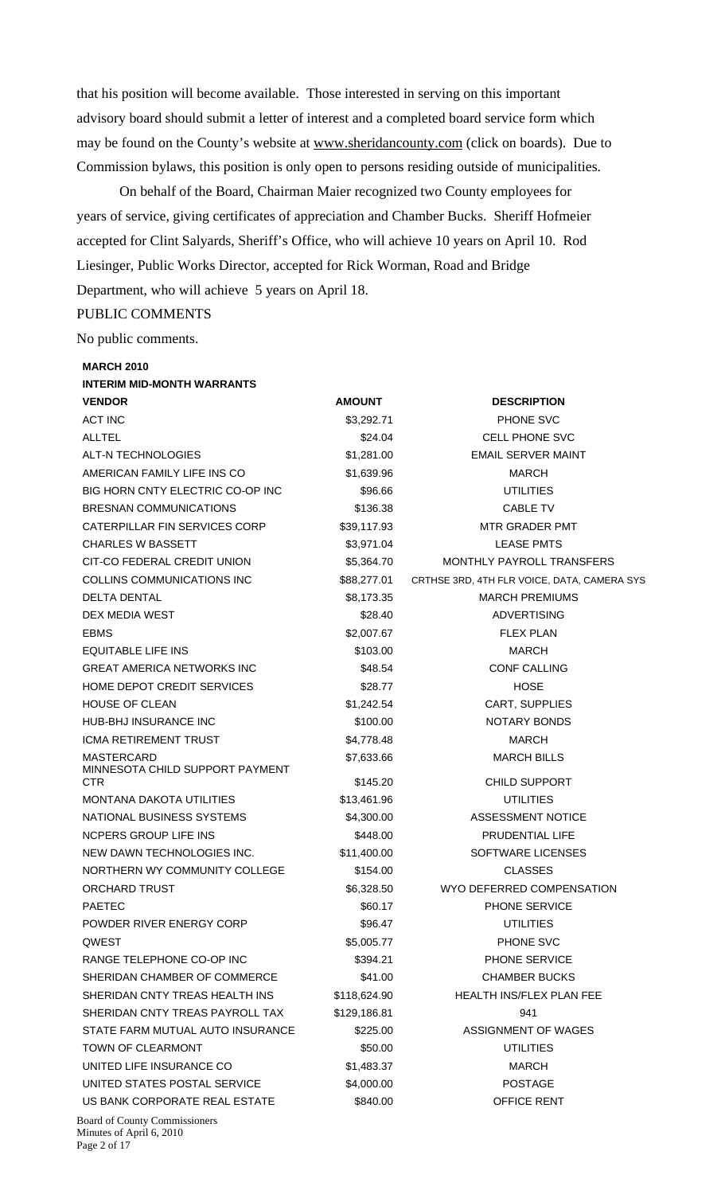that his position will become available. Those interested in serving on this important advisory board should submit a letter of interest and a completed board service form which may be found on the County's website at www.sheridancounty.com (click on boards). Due to Commission bylaws, this position is only open to persons residing outside of municipalities.

On behalf of the Board, Chairman Maier recognized two County employees for years of service, giving certificates of appreciation and Chamber Bucks. Sheriff Hofmeier accepted for Clint Salyards, Sheriff's Office, who will achieve 10 years on April 10. Rod Liesinger, Public Works Director, accepted for Rick Worman, Road and Bridge Department, who will achieve 5 years on April 18.

PUBLIC COMMENTS

No public comments.

**MARCH 2010**

**INTERIM MID-MONTH WARRANTS**

| VENDOR | AMOUNT | DESCRIPTION |
|---|---|---|
| ACT INC | $3,292.71 | PHONE SVC |
| ALLTEL | $24.04 | CELL PHONE SVC |
| ALT-N TECHNOLOGIES | $1,281.00 | EMAIL SERVER MAINT |
| AMERICAN FAMILY LIFE INS CO | $1,639.96 | MARCH |
| BIG HORN CNTY ELECTRIC CO-OP INC | $96.66 | UTILITIES |
| BRESNAN COMMUNICATIONS | $136.38 | CABLE TV |
| CATERPILLAR FIN SERVICES CORP | $39,117.93 | MTR GRADER PMT |
| CHARLES W BASSETT | $3,971.04 | LEASE PMTS |
| CIT-CO FEDERAL CREDIT UNION | $5,364.70 | MONTHLY PAYROLL TRANSFERS |
| COLLINS COMMUNICATIONS INC | $88,277.01 | CRTHSE 3RD, 4TH FLR VOICE, DATA, CAMERA SYS |
| DELTA DENTAL | $8,173.35 | MARCH PREMIUMS |
| DEX MEDIA WEST | $28.40 | ADVERTISING |
| EBMS | $2,007.67 | FLEX PLAN |
| EQUITABLE LIFE INS | $103.00 | MARCH |
| GREAT AMERICA NETWORKS INC | $48.54 | CONF CALLING |
| HOME DEPOT CREDIT SERVICES | $28.77 | HOSE |
| HOUSE OF CLEAN | $1,242.54 | CART, SUPPLIES |
| HUB-BHJ INSURANCE INC | $100.00 | NOTARY BONDS |
| ICMA RETIREMENT TRUST | $4,778.48 | MARCH |
| MASTERCARD | $7,633.66 | MARCH BILLS |
| MINNESOTA CHILD SUPPORT PAYMENT CTR | $145.20 | CHILD SUPPORT |
| MONTANA DAKOTA UTILITIES | $13,461.96 | UTILITIES |
| NATIONAL BUSINESS SYSTEMS | $4,300.00 | ASSESSMENT NOTICE |
| NCPERS GROUP LIFE INS | $448.00 | PRUDENTIAL LIFE |
| NEW DAWN TECHNOLOGIES INC. | $11,400.00 | SOFTWARE LICENSES |
| NORTHERN WY COMMUNITY COLLEGE | $154.00 | CLASSES |
| ORCHARD TRUST | $6,328.50 | WYO DEFERRED COMPENSATION |
| PAETEC | $60.17 | PHONE SERVICE |
| POWDER RIVER ENERGY CORP | $96.47 | UTILITIES |
| QWEST | $5,005.77 | PHONE SVC |
| RANGE TELEPHONE CO-OP INC | $394.21 | PHONE SERVICE |
| SHERIDAN CHAMBER OF COMMERCE | $41.00 | CHAMBER BUCKS |
| SHERIDAN CNTY TREAS HEALTH INS | $118,624.90 | HEALTH INS/FLEX PLAN FEE |
| SHERIDAN CNTY TREAS PAYROLL TAX | $129,186.81 | 941 |
| STATE FARM MUTUAL AUTO INSURANCE | $225.00 | ASSIGNMENT OF WAGES |
| TOWN OF CLEARMONT | $50.00 | UTILITIES |
| UNITED LIFE INSURANCE CO | $1,483.37 | MARCH |
| UNITED STATES POSTAL SERVICE | $4,000.00 | POSTAGE |
| US BANK CORPORATE REAL ESTATE | $840.00 | OFFICE RENT |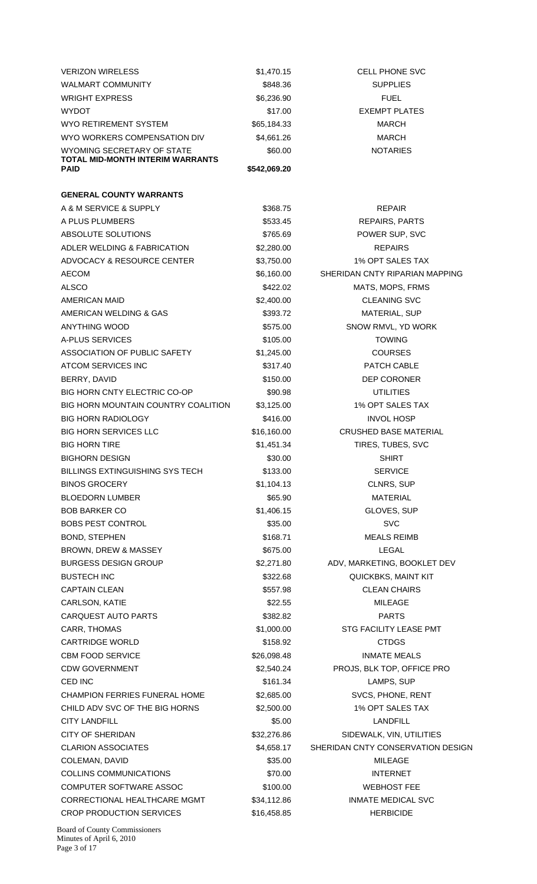| | | |
|---|---|---|
| VERIZON WIRELESS | $1,470.15 | CELL PHONE SVC |
| WALMART COMMUNITY | $848.36 | SUPPLIES |
| WRIGHT EXPRESS | $6,236.90 | FUEL |
| WYDOT | $17.00 | EXEMPT PLATES |
| WYO RETIREMENT SYSTEM | $65,184.33 | MARCH |
| WYO WORKERS COMPENSATION DIV | $4,661.26 | MARCH |
| WYOMING SECRETARY OF STATE | $60.00 | NOTARIES |
| **TOTAL MID-MONTH INTERIM WARRANTS PAID** | **$542,069.20** | |

**GENERAL COUNTY WARRANTS**

| | | |
|---|---|---|
| A & M SERVICE & SUPPLY | $368.75 | REPAIR |
| A PLUS PLUMBERS | $533.45 | REPAIRS, PARTS |
| ABSOLUTE SOLUTIONS | $765.69 | POWER SUP, SVC |
| ADLER WELDING & FABRICATION | $2,280.00 | REPAIRS |
| ADVOCACY & RESOURCE CENTER | $3,750.00 | 1% OPT SALES TAX |
| AECOM | $6,160.00 | SHERIDAN CNTY RIPARIAN MAPPING |
| ALSCO | $422.02 | MATS, MOPS, FRMS |
| AMERICAN MAID | $2,400.00 | CLEANING SVC |
| AMERICAN WELDING & GAS | $393.72 | MATERIAL, SUP |
| ANYTHING WOOD | $575.00 | SNOW RMVL, YD WORK |
| A-PLUS SERVICES | $105.00 | TOWING |
| ASSOCIATION OF PUBLIC SAFETY | $1,245.00 | COURSES |
| ATCOM SERVICES INC | $317.40 | PATCH CABLE |
| BERRY, DAVID | $150.00 | DEP CORONER |
| BIG HORN CNTY ELECTRIC CO-OP | $90.98 | UTILITIES |
| BIG HORN MOUNTAIN COUNTRY COALITION | $3,125.00 | 1% OPT SALES TAX |
| BIG HORN RADIOLOGY | $416.00 | INVOL HOSP |
| BIG HORN SERVICES LLC | $16,160.00 | CRUSHED BASE MATERIAL |
| BIG HORN TIRE | $1,451.34 | TIRES, TUBES, SVC |
| BIGHORN DESIGN | $30.00 | SHIRT |
| BILLINGS EXTINGUISHING SYS TECH | $133.00 | SERVICE |
| BINOS GROCERY | $1,104.13 | CLNRS, SUP |
| BLOEDORN LUMBER | $65.90 | MATERIAL |
| BOB BARKER CO | $1,406.15 | GLOVES, SUP |
| BOBS PEST CONTROL | $35.00 | SVC |
| BOND, STEPHEN | $168.71 | MEALS REIMB |
| BROWN, DREW & MASSEY | $675.00 | LEGAL |
| BURGESS DESIGN GROUP | $2,271.80 | ADV, MARKETING, BOOKLET DEV |
| BUSTECH INC | $322.68 | QUICKBKS, MAINT KIT |
| CAPTAIN CLEAN | $557.98 | CLEAN CHAIRS |
| CARLSON, KATIE | $22.55 | MILEAGE |
| CARQUEST AUTO PARTS | $382.82 | PARTS |
| CARR, THOMAS | $1,000.00 | STG FACILITY LEASE PMT |
| CARTRIDGE WORLD | $158.92 | CTDGS |
| CBM FOOD SERVICE | $26,098.48 | INMATE MEALS |
| CDW GOVERNMENT | $2,540.24 | PROJS, BLK TOP, OFFICE PRO |
| CED INC | $161.34 | LAMPS, SUP |
| CHAMPION FERRIES FUNERAL HOME | $2,685.00 | SVCS, PHONE, RENT |
| CHILD ADV SVC OF THE BIG HORNS | $2,500.00 | 1% OPT SALES TAX |
| CITY LANDFILL | $5.00 | LANDFILL |
| CITY OF SHERIDAN | $32,276.86 | SIDEWALK, VIN, UTILITIES |
| CLARION ASSOCIATES | $4,658.17 | SHERIDAN CNTY CONSERVATION DESIGN |
| COLEMAN, DAVID | $35.00 | MILEAGE |
| COLLINS COMMUNICATIONS | $70.00 | INTERNET |
| COMPUTER SOFTWARE ASSOC | $100.00 | WEBHOST FEE |
| CORRECTIONAL HEALTHCARE MGMT | $34,112.86 | INMATE MEDICAL SVC |
| CROP PRODUCTION SERVICES | $16,458.85 | HERBICIDE |

Board of County Commissioners
Minutes of April 6, 2010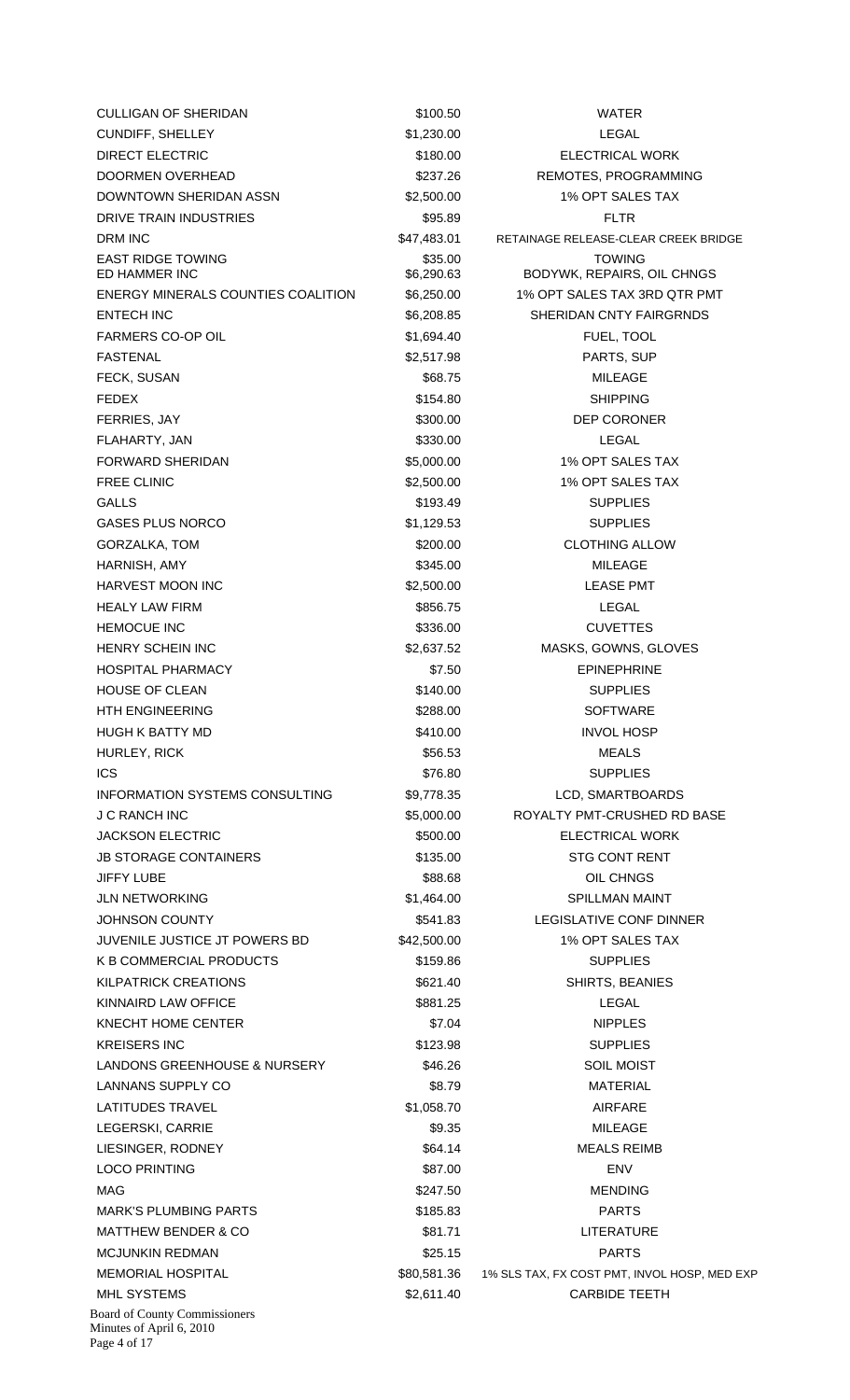| | | |
|---|---|---|
| CULLIGAN OF SHERIDAN | $100.50 | WATER |
| CUNDIFF, SHELLEY | $1,230.00 | LEGAL |
| DIRECT ELECTRIC | $180.00 | ELECTRICAL WORK |
| DOORMEN OVERHEAD | $237.26 | REMOTES, PROGRAMMING |
| DOWNTOWN SHERIDAN ASSN | $2,500.00 | 1% OPT SALES TAX |
| DRIVE TRAIN INDUSTRIES | $95.89 | FLTR |
| DRM INC | $47,483.01 | RETAINAGE RELEASE-CLEAR CREEK BRIDGE |
| EAST RIDGE TOWING | $35.00 | TOWING |
| ED HAMMER INC | $6,290.63 | BODYWK, REPAIRS, OIL CHNGS |
| ENERGY MINERALS COUNTIES COALITION | $6,250.00 | 1% OPT SALES TAX 3RD QTR PMT |
| ENTECH INC | $6,208.85 | SHERIDAN CNTY FAIRGRNDS |
| FARMERS CO-OP OIL | $1,694.40 | FUEL, TOOL |
| FASTENAL | $2,517.98 | PARTS, SUP |
| FECK, SUSAN | $68.75 | MILEAGE |
| FEDEX | $154.80 | SHIPPING |
| FERRIES, JAY | $300.00 | DEP CORONER |
| FLAHARTY, JAN | $330.00 | LEGAL |
| FORWARD SHERIDAN | $5,000.00 | 1% OPT SALES TAX |
| FREE CLINIC | $2,500.00 | 1% OPT SALES TAX |
| GALLS | $193.49 | SUPPLIES |
| GASES PLUS NORCO | $1,129.53 | SUPPLIES |
| GORZALKA, TOM | $200.00 | CLOTHING ALLOW |
| HARNISH, AMY | $345.00 | MILEAGE |
| HARVEST MOON INC | $2,500.00 | LEASE PMT |
| HEALY LAW FIRM | $856.75 | LEGAL |
| HEMOCUE INC | $336.00 | CUVETTES |
| HENRY SCHEIN INC | $2,637.52 | MASKS, GOWNS, GLOVES |
| HOSPITAL PHARMACY | $7.50 | EPINEPHRINE |
| HOUSE OF CLEAN | $140.00 | SUPPLIES |
| HTH ENGINEERING | $288.00 | SOFTWARE |
| HUGH K BATTY MD | $410.00 | INVOL HOSP |
| HURLEY, RICK | $56.53 | MEALS |
| ICS | $76.80 | SUPPLIES |
| INFORMATION SYSTEMS CONSULTING | $9,778.35 | LCD, SMARTBOARDS |
| J C RANCH INC | $5,000.00 | ROYALTY PMT-CRUSHED RD BASE |
| JACKSON ELECTRIC | $500.00 | ELECTRICAL WORK |
| JB STORAGE CONTAINERS | $135.00 | STG CONT RENT |
| JIFFY LUBE | $88.68 | OIL CHNGS |
| JLN NETWORKING | $1,464.00 | SPILLMAN MAINT |
| JOHNSON COUNTY | $541.83 | LEGISLATIVE CONF DINNER |
| JUVENILE JUSTICE JT POWERS BD | $42,500.00 | 1% OPT SALES TAX |
| K B COMMERCIAL PRODUCTS | $159.86 | SUPPLIES |
| KILPATRICK CREATIONS | $621.40 | SHIRTS, BEANIES |
| KINNAIRD LAW OFFICE | $881.25 | LEGAL |
| KNECHT HOME CENTER | $7.04 | NIPPLES |
| KREISERS INC | $123.98 | SUPPLIES |
| LANDONS GREENHOUSE & NURSERY | $46.26 | SOIL MOIST |
| LANNANS SUPPLY CO | $8.79 | MATERIAL |
| LATITUDES TRAVEL | $1,058.70 | AIRFARE |
| LEGERSKI, CARRIE | $9.35 | MILEAGE |
| LIESINGER, RODNEY | $64.14 | MEALS REIMB |
| LOCO PRINTING | $87.00 | ENV |
| MAG | $247.50 | MENDING |
| MARK'S PLUMBING PARTS | $185.83 | PARTS |
| MATTHEW BENDER & CO | $81.71 | LITERATURE |
| MCJUNKIN REDMAN | $25.15 | PARTS |
| MEMORIAL HOSPITAL | $80,581.36 | 1% SLS TAX, FX COST PMT, INVOL HOSP, MED EXP |
| MHL SYSTEMS | $2,611.40 | CARBIDE TEETH |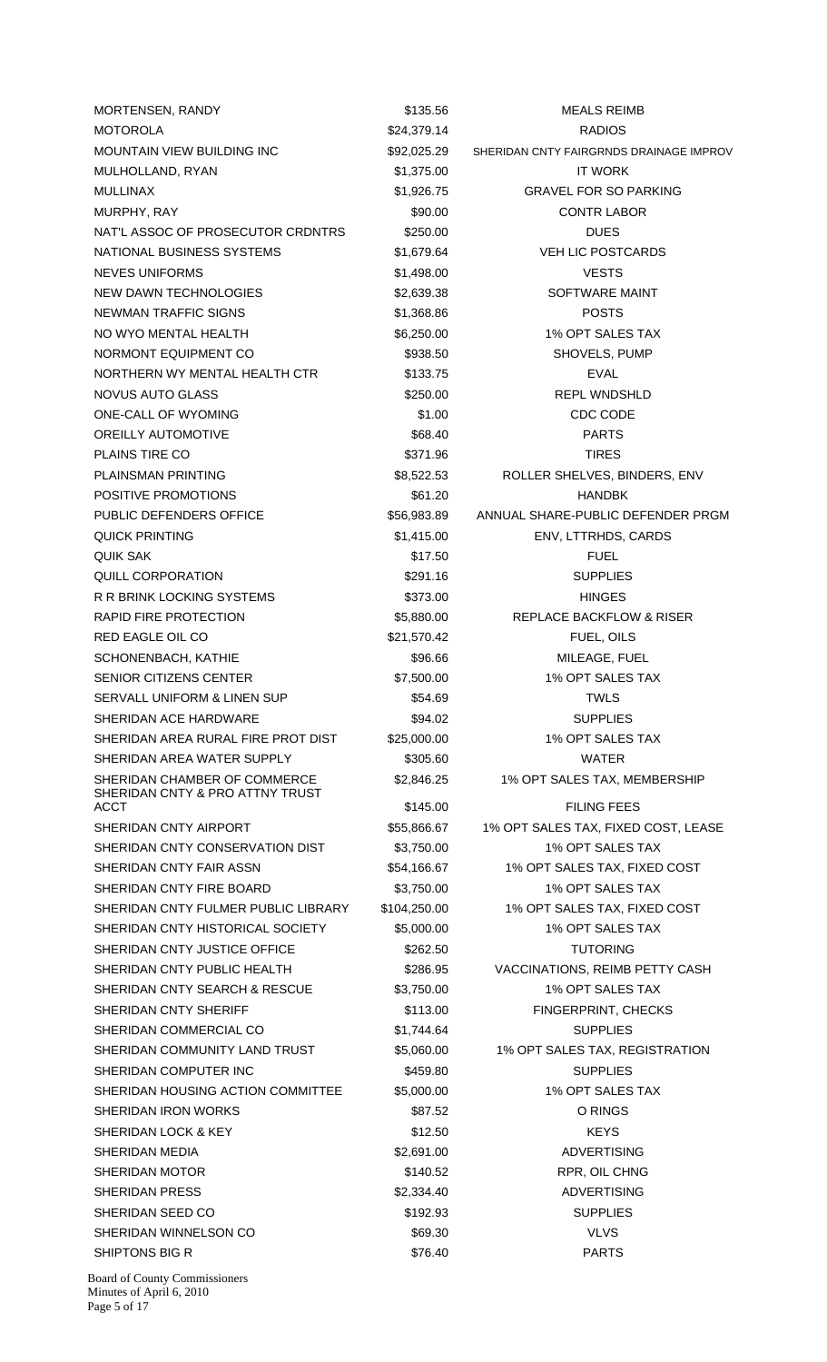| | | |
|---|---|---|
| MORTENSEN, RANDY | $135.56 | MEALS REIMB |
| MOTOROLA | $24,379.14 | RADIOS |
| MOUNTAIN VIEW BUILDING INC | $92,025.29 | SHERIDAN CNTY FAIRGRNDS DRAINAGE IMPROV |
| MULHOLLAND, RYAN | $1,375.00 | IT WORK |
| MULLINAX | $1,926.75 | GRAVEL FOR SO PARKING |
| MURPHY, RAY | $90.00 | CONTR LABOR |
| NAT'L ASSOC OF PROSECUTOR CRDNTRS | $250.00 | DUES |
| NATIONAL BUSINESS SYSTEMS | $1,679.64 | VEH LIC POSTCARDS |
| NEVES UNIFORMS | $1,498.00 | VESTS |
| NEW DAWN TECHNOLOGIES | $2,639.38 | SOFTWARE MAINT |
| NEWMAN TRAFFIC SIGNS | $1,368.86 | POSTS |
| NO WYO MENTAL HEALTH | $6,250.00 | 1% OPT SALES TAX |
| NORMONT EQUIPMENT CO | $938.50 | SHOVELS, PUMP |
| NORTHERN WY MENTAL HEALTH CTR | $133.75 | EVAL |
| NOVUS AUTO GLASS | $250.00 | REPL WNDSHLD |
| ONE-CALL OF WYOMING | $1.00 | CDC CODE |
| OREILLY AUTOMOTIVE | $68.40 | PARTS |
| PLAINS TIRE CO | $371.96 | TIRES |
| PLAINSMAN PRINTING | $8,522.53 | ROLLER SHELVES, BINDERS, ENV |
| POSITIVE PROMOTIONS | $61.20 | HANDBK |
| PUBLIC DEFENDERS OFFICE | $56,983.89 | ANNUAL SHARE-PUBLIC DEFENDER PRGM |
| QUICK PRINTING | $1,415.00 | ENV, LTTRHDS, CARDS |
| QUIK SAK | $17.50 | FUEL |
| QUILL CORPORATION | $291.16 | SUPPLIES |
| R R BRINK LOCKING SYSTEMS | $373.00 | HINGES |
| RAPID FIRE PROTECTION | $5,880.00 | REPLACE BACKFLOW & RISER |
| RED EAGLE OIL CO | $21,570.42 | FUEL, OILS |
| SCHONENBACH, KATHIE | $96.66 | MILEAGE, FUEL |
| SENIOR CITIZENS CENTER | $7,500.00 | 1% OPT SALES TAX |
| SERVALL UNIFORM & LINEN SUP | $54.69 | TWLS |
| SHERIDAN ACE HARDWARE | $94.02 | SUPPLIES |
| SHERIDAN AREA RURAL FIRE PROT DIST | $25,000.00 | 1% OPT SALES TAX |
| SHERIDAN AREA WATER SUPPLY | $305.60 | WATER |
| SHERIDAN CHAMBER OF COMMERCE | $2,846.25 | 1% OPT SALES TAX, MEMBERSHIP |
| SHERIDAN CNTY & PRO ATTNY TRUST ACCT | $145.00 | FILING FEES |
| SHERIDAN CNTY AIRPORT | $55,866.67 | 1% OPT SALES TAX, FIXED COST, LEASE |
| SHERIDAN CNTY CONSERVATION DIST | $3,750.00 | 1% OPT SALES TAX |
| SHERIDAN CNTY FAIR ASSN | $54,166.67 | 1% OPT SALES TAX, FIXED COST |
| SHERIDAN CNTY FIRE BOARD | $3,750.00 | 1% OPT SALES TAX |
| SHERIDAN CNTY FULMER PUBLIC LIBRARY | $104,250.00 | 1% OPT SALES TAX, FIXED COST |
| SHERIDAN CNTY HISTORICAL SOCIETY | $5,000.00 | 1% OPT SALES TAX |
| SHERIDAN CNTY JUSTICE OFFICE | $262.50 | TUTORING |
| SHERIDAN CNTY PUBLIC HEALTH | $286.95 | VACCINATIONS, REIMB PETTY CASH |
| SHERIDAN CNTY SEARCH & RESCUE | $3,750.00 | 1% OPT SALES TAX |
| SHERIDAN CNTY SHERIFF | $113.00 | FINGERPRINT, CHECKS |
| SHERIDAN COMMERCIAL CO | $1,744.64 | SUPPLIES |
| SHERIDAN COMMUNITY LAND TRUST | $5,060.00 | 1% OPT SALES TAX, REGISTRATION |
| SHERIDAN COMPUTER INC | $459.80 | SUPPLIES |
| SHERIDAN HOUSING ACTION COMMITTEE | $5,000.00 | 1% OPT SALES TAX |
| SHERIDAN IRON WORKS | $87.52 | O RINGS |
| SHERIDAN LOCK & KEY | $12.50 | KEYS |
| SHERIDAN MEDIA | $2,691.00 | ADVERTISING |
| SHERIDAN MOTOR | $140.52 | RPR, OIL CHNG |
| SHERIDAN PRESS | $2,334.40 | ADVERTISING |
| SHERIDAN SEED CO | $192.93 | SUPPLIES |
| SHERIDAN WINNELSON CO | $69.30 | VLVS |
| SHIPTONS BIG R | $76.40 | PARTS |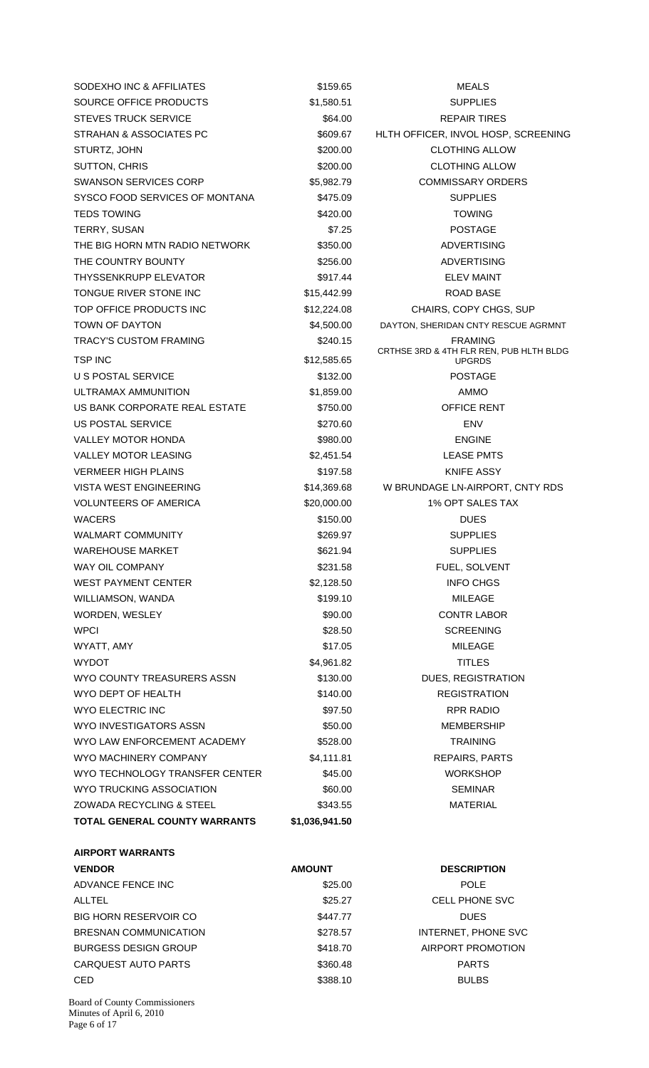| | | |
|---|---|---|
| SODEXHO INC & AFFILIATES | $159.65 | MEALS |
| SOURCE OFFICE PRODUCTS | $1,580.51 | SUPPLIES |
| STEVES TRUCK SERVICE | $64.00 | REPAIR TIRES |
| STRAHAN & ASSOCIATES PC | $609.67 | HLTH OFFICER, INVOL HOSP, SCREENING |
| STURTZ, JOHN | $200.00 | CLOTHING ALLOW |
| SUTTON, CHRIS | $200.00 | CLOTHING ALLOW |
| SWANSON SERVICES CORP | $5,982.79 | COMMISSARY ORDERS |
| SYSCO FOOD SERVICES OF MONTANA | $475.09 | SUPPLIES |
| TEDS TOWING | $420.00 | TOWING |
| TERRY, SUSAN | $7.25 | POSTAGE |
| THE BIG HORN MTN RADIO NETWORK | $350.00 | ADVERTISING |
| THE COUNTRY BOUNTY | $256.00 | ADVERTISING |
| THYSSENKRUPP ELEVATOR | $917.44 | ELEV MAINT |
| TONGUE RIVER STONE INC | $15,442.99 | ROAD BASE |
| TOP OFFICE PRODUCTS INC | $12,224.08 | CHAIRS, COPY CHGS, SUP |
| TOWN OF DAYTON | $4,500.00 | DAYTON, SHERIDAN CNTY RESCUE AGRMNT |
| TRACY'S CUSTOM FRAMING | $240.15 | FRAMING |
| TSP INC | $12,585.65 | CRTHSE 3RD & 4TH FLR REN, PUB HLTH BLDG UPGRDS |
| U S POSTAL SERVICE | $132.00 | POSTAGE |
| ULTRAMAX AMMUNITION | $1,859.00 | AMMO |
| US BANK CORPORATE REAL ESTATE | $750.00 | OFFICE RENT |
| US POSTAL SERVICE | $270.60 | ENV |
| VALLEY MOTOR HONDA | $980.00 | ENGINE |
| VALLEY MOTOR LEASING | $2,451.54 | LEASE PMTS |
| VERMEER HIGH PLAINS | $197.58 | KNIFE ASSY |
| VISTA WEST ENGINEERING | $14,369.68 | W BRUNDAGE LN-AIRPORT, CNTY RDS |
| VOLUNTEERS OF AMERICA | $20,000.00 | 1% OPT SALES TAX |
| WACERS | $150.00 | DUES |
| WALMART COMMUNITY | $269.97 | SUPPLIES |
| WAREHOUSE MARKET | $621.94 | SUPPLIES |
| WAY OIL COMPANY | $231.58 | FUEL, SOLVENT |
| WEST PAYMENT CENTER | $2,128.50 | INFO CHGS |
| WILLIAMSON, WANDA | $199.10 | MILEAGE |
| WORDEN, WESLEY | $90.00 | CONTR LABOR |
| WPCI | $28.50 | SCREENING |
| WYATT, AMY | $17.05 | MILEAGE |
| WYDOT | $4,961.82 | TITLES |
| WYO COUNTY TREASURERS ASSN | $130.00 | DUES, REGISTRATION |
| WYO DEPT OF HEALTH | $140.00 | REGISTRATION |
| WYO ELECTRIC INC | $97.50 | RPR RADIO |
| WYO INVESTIGATORS ASSN | $50.00 | MEMBERSHIP |
| WYO LAW ENFORCEMENT ACADEMY | $528.00 | TRAINING |
| WYO MACHINERY COMPANY | $4,111.81 | REPAIRS, PARTS |
| WYO TECHNOLOGY TRANSFER CENTER | $45.00 | WORKSHOP |
| WYO TRUCKING ASSOCIATION | $60.00 | SEMINAR |
| ZOWADA RECYCLING & STEEL | $343.55 | MATERIAL |
| **TOTAL GENERAL COUNTY WARRANTS** | **$1,036,941.50** | |

**AIRPORT WARRANTS**

| VENDOR | AMOUNT | DESCRIPTION |
|---|---|---|
| ADVANCE FENCE INC | $25.00 | POLE |
| ALLTEL | $25.27 | CELL PHONE SVC |
| BIG HORN RESERVOIR CO | $447.77 | DUES |
| BRESNAN COMMUNICATION | $278.57 | INTERNET, PHONE SVC |
| BURGESS DESIGN GROUP | $418.70 | AIRPORT PROMOTION |
| CARQUEST AUTO PARTS | $360.48 | PARTS |
| CED | $388.10 | BULBS |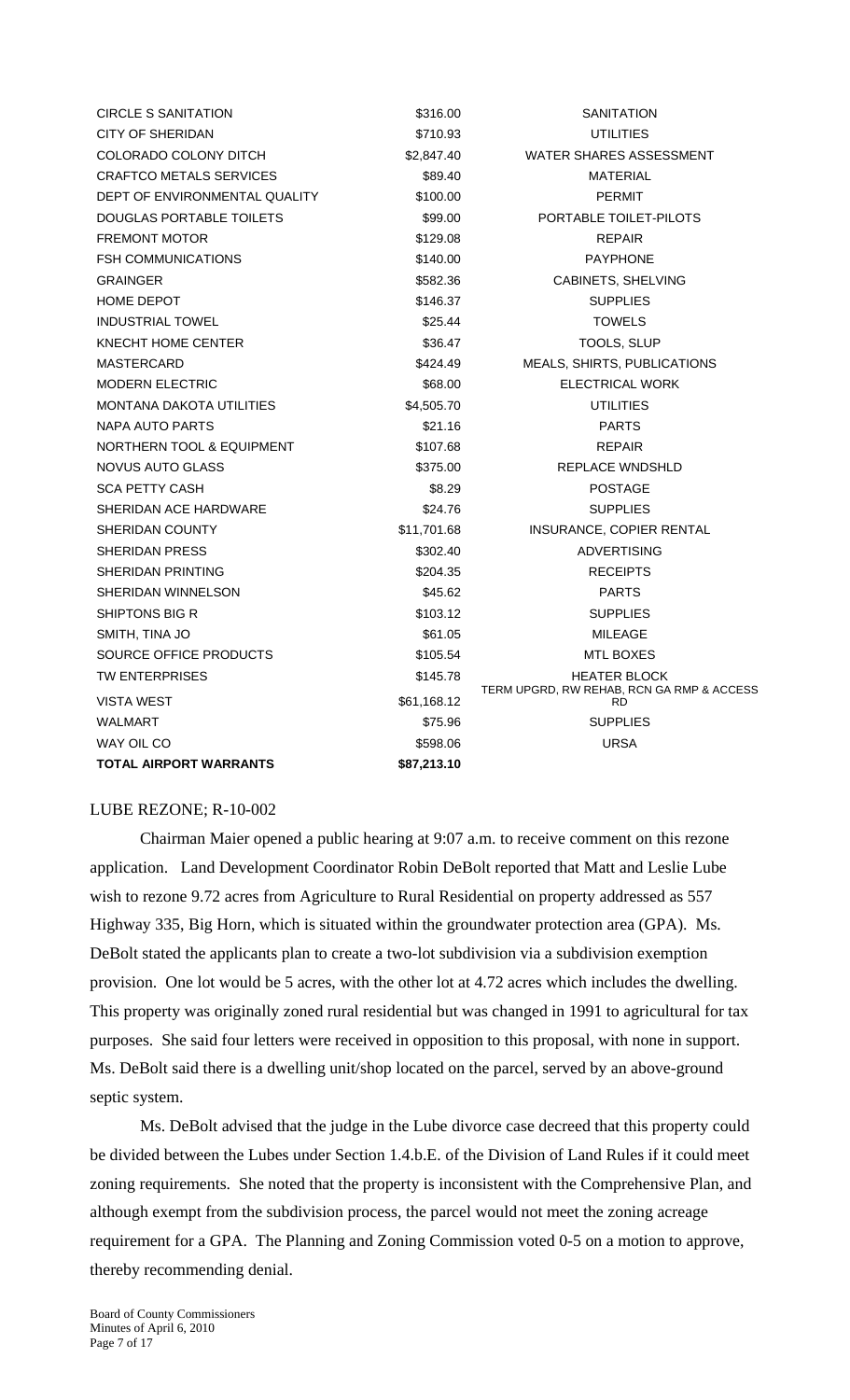| | | |
|---|---|---|
| CIRCLE S SANITATION | $316.00 | SANITATION |
| CITY OF SHERIDAN | $710.93 | UTILITIES |
| COLORADO COLONY DITCH | $2,847.40 | WATER SHARES ASSESSMENT |
| CRAFTCO METALS SERVICES | $89.40 | MATERIAL |
| DEPT OF ENVIRONMENTAL QUALITY | $100.00 | PERMIT |
| DOUGLAS PORTABLE TOILETS | $99.00 | PORTABLE TOILET-PILOTS |
| FREMONT MOTOR | $129.08 | REPAIR |
| FSH COMMUNICATIONS | $140.00 | PAYPHONE |
| GRAINGER | $582.36 | CABINETS, SHELVING |
| HOME DEPOT | $146.37 | SUPPLIES |
| INDUSTRIAL TOWEL | $25.44 | TOWELS |
| KNECHT HOME CENTER | $36.47 | TOOLS, SLUP |
| MASTERCARD | $424.49 | MEALS, SHIRTS, PUBLICATIONS |
| MODERN ELECTRIC | $68.00 | ELECTRICAL WORK |
| MONTANA DAKOTA UTILITIES | $4,505.70 | UTILITIES |
| NAPA AUTO PARTS | $21.16 | PARTS |
| NORTHERN TOOL & EQUIPMENT | $107.68 | REPAIR |
| NOVUS AUTO GLASS | $375.00 | REPLACE WNDSHLD |
| SCA PETTY CASH | $8.29 | POSTAGE |
| SHERIDAN ACE HARDWARE | $24.76 | SUPPLIES |
| SHERIDAN COUNTY | $11,701.68 | INSURANCE, COPIER RENTAL |
| SHERIDAN PRESS | $302.40 | ADVERTISING |
| SHERIDAN PRINTING | $204.35 | RECEIPTS |
| SHERIDAN WINNELSON | $45.62 | PARTS |
| SHIPTONS BIG R | $103.12 | SUPPLIES |
| SMITH, TINA JO | $61.05 | MILEAGE |
| SOURCE OFFICE PRODUCTS | $105.54 | MTL BOXES |
| TW ENTERPRISES | $145.78 | HEATER BLOCK |
| VISTA WEST | $61,168.12 | TERM UPGRD, RW REHAB, RCN GA RMP & ACCESS RD |
| WALMART | $75.96 | SUPPLIES |
| WAY OIL CO | $598.06 | URSA |
| **TOTAL AIRPORT WARRANTS** | **$87,213.10** | |

LUBE REZONE; R-10-002

Chairman Maier opened a public hearing at 9:07 a.m. to receive comment on this rezone application. Land Development Coordinator Robin DeBolt reported that Matt and Leslie Lube wish to rezone 9.72 acres from Agriculture to Rural Residential on property addressed as 557 Highway 335, Big Horn, which is situated within the groundwater protection area (GPA). Ms. DeBolt stated the applicants plan to create a two-lot subdivision via a subdivision exemption provision. One lot would be 5 acres, with the other lot at 4.72 acres which includes the dwelling. This property was originally zoned rural residential but was changed in 1991 to agricultural for tax purposes. She said four letters were received in opposition to this proposal, with none in support. Ms. DeBolt said there is a dwelling unit/shop located on the parcel, served by an above-ground septic system.

Ms. DeBolt advised that the judge in the Lube divorce case decreed that this property could be divided between the Lubes under Section 1.4.b.E. of the Division of Land Rules if it could meet zoning requirements. She noted that the property is inconsistent with the Comprehensive Plan, and although exempt from the subdivision process, the parcel would not meet the zoning acreage requirement for a GPA. The Planning and Zoning Commission voted 0-5 on a motion to approve, thereby recommending denial.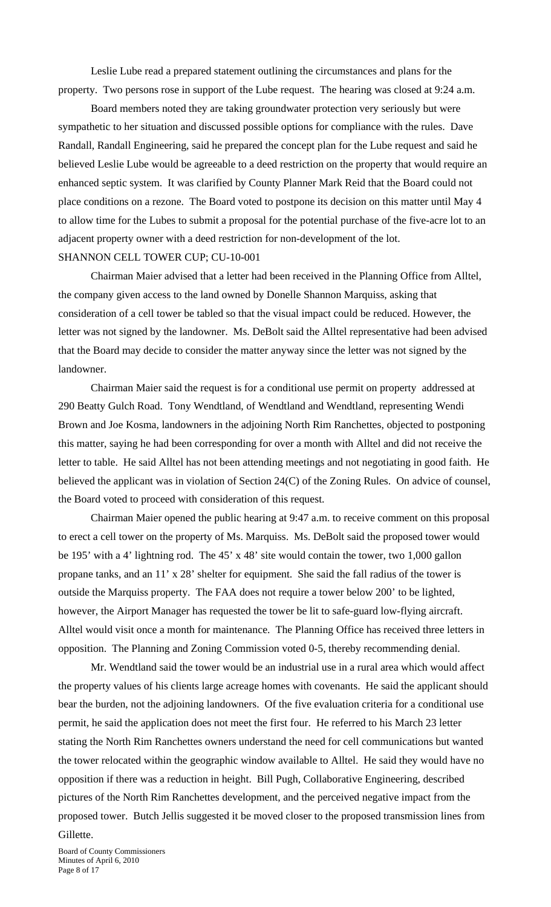Leslie Lube read a prepared statement outlining the circumstances and plans for the property. Two persons rose in support of the Lube request. The hearing was closed at 9:24 a.m.

Board members noted they are taking groundwater protection very seriously but were sympathetic to her situation and discussed possible options for compliance with the rules. Dave Randall, Randall Engineering, said he prepared the concept plan for the Lube request and said he believed Leslie Lube would be agreeable to a deed restriction on the property that would require an enhanced septic system. It was clarified by County Planner Mark Reid that the Board could not place conditions on a rezone. The Board voted to postpone its decision on this matter until May 4 to allow time for the Lubes to submit a proposal for the potential purchase of the five-acre lot to an adjacent property owner with a deed restriction for non-development of the lot.

SHANNON CELL TOWER CUP; CU-10-001

Chairman Maier advised that a letter had been received in the Planning Office from Alltel, the company given access to the land owned by Donelle Shannon Marquiss, asking that consideration of a cell tower be tabled so that the visual impact could be reduced. However, the letter was not signed by the landowner. Ms. DeBolt said the Alltel representative had been advised that the Board may decide to consider the matter anyway since the letter was not signed by the landowner.

Chairman Maier said the request is for a conditional use permit on property addressed at 290 Beatty Gulch Road. Tony Wendtland, of Wendtland and Wendtland, representing Wendi Brown and Joe Kosma, landowners in the adjoining North Rim Ranchettes, objected to postponing this matter, saying he had been corresponding for over a month with Alltel and did not receive the letter to table. He said Alltel has not been attending meetings and not negotiating in good faith. He believed the applicant was in violation of Section 24(C) of the Zoning Rules. On advice of counsel, the Board voted to proceed with consideration of this request.

Chairman Maier opened the public hearing at 9:47 a.m. to receive comment on this proposal to erect a cell tower on the property of Ms. Marquiss. Ms. DeBolt said the proposed tower would be 195' with a 4' lightning rod. The 45' x 48' site would contain the tower, two 1,000 gallon propane tanks, and an 11' x 28' shelter for equipment. She said the fall radius of the tower is outside the Marquiss property. The FAA does not require a tower below 200' to be lighted, however, the Airport Manager has requested the tower be lit to safe-guard low-flying aircraft. Alltel would visit once a month for maintenance. The Planning Office has received three letters in opposition. The Planning and Zoning Commission voted 0-5, thereby recommending denial.

Mr. Wendtland said the tower would be an industrial use in a rural area which would affect the property values of his clients large acreage homes with covenants. He said the applicant should bear the burden, not the adjoining landowners. Of the five evaluation criteria for a conditional use permit, he said the application does not meet the first four. He referred to his March 23 letter stating the North Rim Ranchettes owners understand the need for cell communications but wanted the tower relocated within the geographic window available to Alltel. He said they would have no opposition if there was a reduction in height. Bill Pugh, Collaborative Engineering, described pictures of the North Rim Ranchettes development, and the perceived negative impact from the proposed tower. Butch Jellis suggested it be moved closer to the proposed transmission lines from Gillette.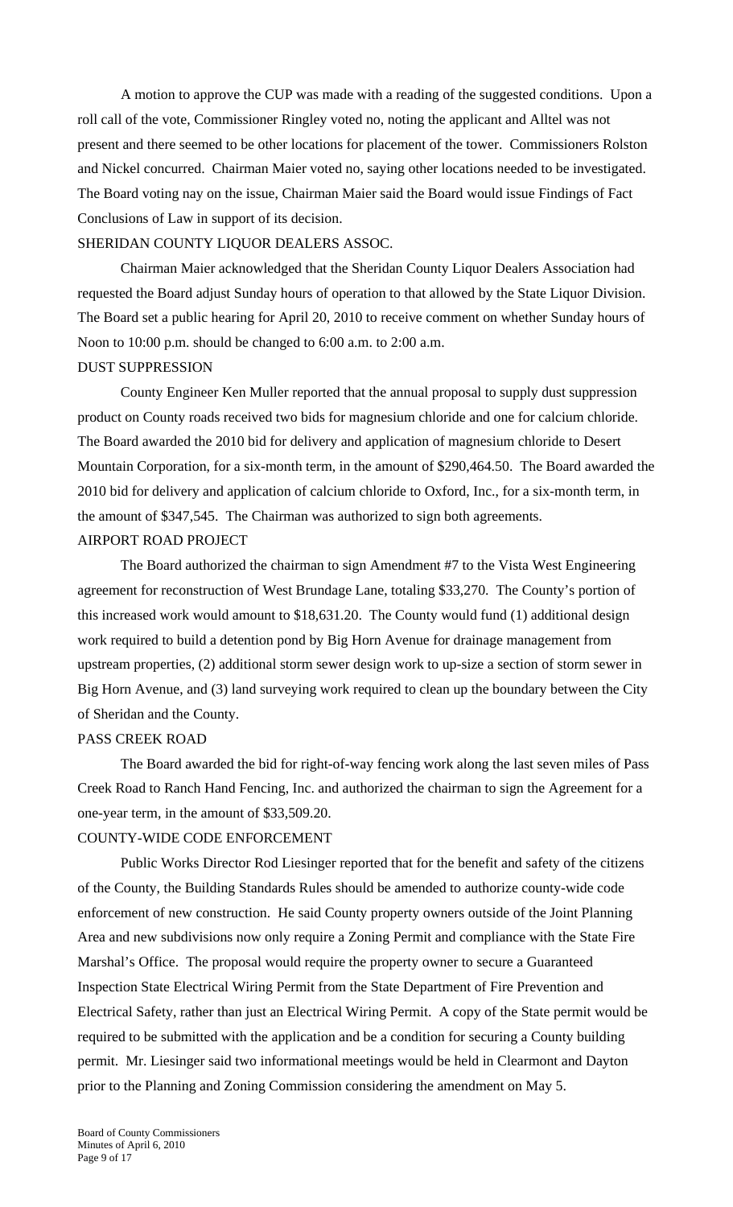A motion to approve the CUP was made with a reading of the suggested conditions. Upon a roll call of the vote, Commissioner Ringley voted no, noting the applicant and Alltel was not present and there seemed to be other locations for placement of the tower. Commissioners Rolston and Nickel concurred. Chairman Maier voted no, saying other locations needed to be investigated. The Board voting nay on the issue, Chairman Maier said the Board would issue Findings of Fact Conclusions of Law in support of its decision.

SHERIDAN COUNTY LIQUOR DEALERS ASSOC.

Chairman Maier acknowledged that the Sheridan County Liquor Dealers Association had requested the Board adjust Sunday hours of operation to that allowed by the State Liquor Division. The Board set a public hearing for April 20, 2010 to receive comment on whether Sunday hours of Noon to 10:00 p.m. should be changed to 6:00 a.m. to 2:00 a.m.

DUST SUPPRESSION

County Engineer Ken Muller reported that the annual proposal to supply dust suppression product on County roads received two bids for magnesium chloride and one for calcium chloride. The Board awarded the 2010 bid for delivery and application of magnesium chloride to Desert Mountain Corporation, for a six-month term, in the amount of $290,464.50. The Board awarded the 2010 bid for delivery and application of calcium chloride to Oxford, Inc., for a six-month term, in the amount of $347,545. The Chairman was authorized to sign both agreements.

AIRPORT ROAD PROJECT

The Board authorized the chairman to sign Amendment #7 to the Vista West Engineering agreement for reconstruction of West Brundage Lane, totaling $33,270. The County's portion of this increased work would amount to $18,631.20. The County would fund (1) additional design work required to build a detention pond by Big Horn Avenue for drainage management from upstream properties, (2) additional storm sewer design work to up-size a section of storm sewer in Big Horn Avenue, and (3) land surveying work required to clean up the boundary between the City of Sheridan and the County.

PASS CREEK ROAD

The Board awarded the bid for right-of-way fencing work along the last seven miles of Pass Creek Road to Ranch Hand Fencing, Inc. and authorized the chairman to sign the Agreement for a one-year term, in the amount of $33,509.20.

COUNTY-WIDE CODE ENFORCEMENT

Public Works Director Rod Liesinger reported that for the benefit and safety of the citizens of the County, the Building Standards Rules should be amended to authorize county-wide code enforcement of new construction. He said County property owners outside of the Joint Planning Area and new subdivisions now only require a Zoning Permit and compliance with the State Fire Marshal's Office. The proposal would require the property owner to secure a Guaranteed Inspection State Electrical Wiring Permit from the State Department of Fire Prevention and Electrical Safety, rather than just an Electrical Wiring Permit. A copy of the State permit would be required to be submitted with the application and be a condition for securing a County building permit. Mr. Liesinger said two informational meetings would be held in Clearmont and Dayton prior to the Planning and Zoning Commission considering the amendment on May 5.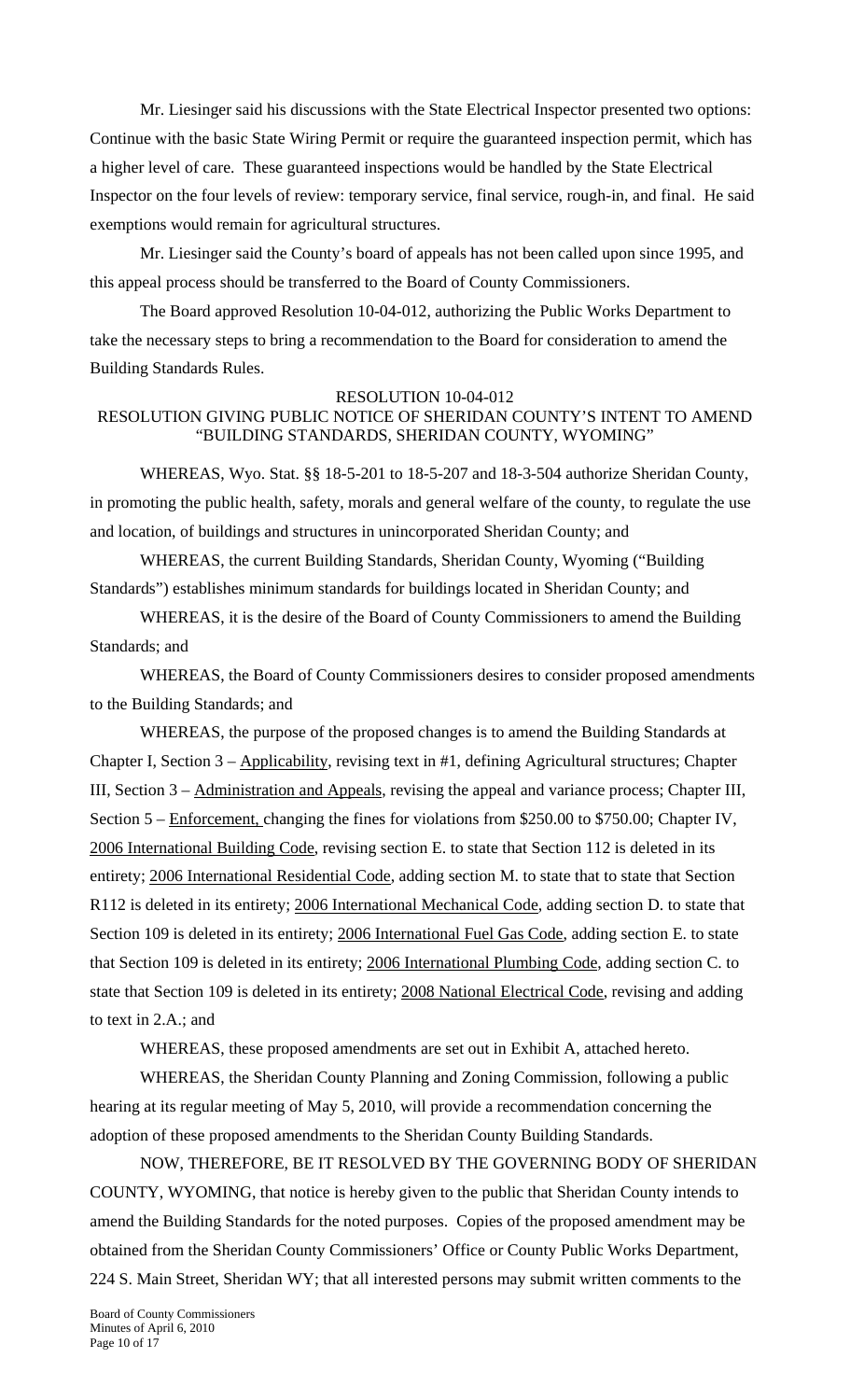Mr. Liesinger said his discussions with the State Electrical Inspector presented two options: Continue with the basic State Wiring Permit or require the guaranteed inspection permit, which has a higher level of care. These guaranteed inspections would be handled by the State Electrical Inspector on the four levels of review: temporary service, final service, rough-in, and final. He said exemptions would remain for agricultural structures.

Mr. Liesinger said the County's board of appeals has not been called upon since 1995, and this appeal process should be transferred to the Board of County Commissioners.

The Board approved Resolution 10-04-012, authorizing the Public Works Department to take the necessary steps to bring a recommendation to the Board for consideration to amend the Building Standards Rules.

RESOLUTION 10-04-012
RESOLUTION GIVING PUBLIC NOTICE OF SHERIDAN COUNTY'S INTENT TO AMEND "BUILDING STANDARDS, SHERIDAN COUNTY, WYOMING"

WHEREAS, Wyo. Stat. §§ 18-5-201 to 18-5-207 and 18-3-504 authorize Sheridan County, in promoting the public health, safety, morals and general welfare of the county, to regulate the use and location, of buildings and structures in unincorporated Sheridan County; and

WHEREAS, the current Building Standards, Sheridan County, Wyoming ("Building Standards") establishes minimum standards for buildings located in Sheridan County; and

WHEREAS, it is the desire of the Board of County Commissioners to amend the Building Standards; and

WHEREAS, the Board of County Commissioners desires to consider proposed amendments to the Building Standards; and

WHEREAS, the purpose of the proposed changes is to amend the Building Standards at Chapter I, Section 3 – Applicability, revising text in #1, defining Agricultural structures; Chapter III, Section 3 – Administration and Appeals, revising the appeal and variance process; Chapter III, Section 5 – Enforcement, changing the fines for violations from \$250.00 to \$750.00; Chapter IV, 2006 International Building Code, revising section E. to state that Section 112 is deleted in its entirety; 2006 International Residential Code, adding section M. to state that to state that Section R112 is deleted in its entirety; 2006 International Mechanical Code, adding section D. to state that Section 109 is deleted in its entirety; 2006 International Fuel Gas Code, adding section E. to state that Section 109 is deleted in its entirety; 2006 International Plumbing Code, adding section C. to state that Section 109 is deleted in its entirety; 2008 National Electrical Code, revising and adding to text in 2.A.; and

WHEREAS, these proposed amendments are set out in Exhibit A, attached hereto.

WHEREAS, the Sheridan County Planning and Zoning Commission, following a public hearing at its regular meeting of May 5, 2010, will provide a recommendation concerning the adoption of these proposed amendments to the Sheridan County Building Standards.

NOW, THEREFORE, BE IT RESOLVED BY THE GOVERNING BODY OF SHERIDAN COUNTY, WYOMING, that notice is hereby given to the public that Sheridan County intends to amend the Building Standards for the noted purposes. Copies of the proposed amendment may be obtained from the Sheridan County Commissioners' Office or County Public Works Department, 224 S. Main Street, Sheridan WY; that all interested persons may submit written comments to the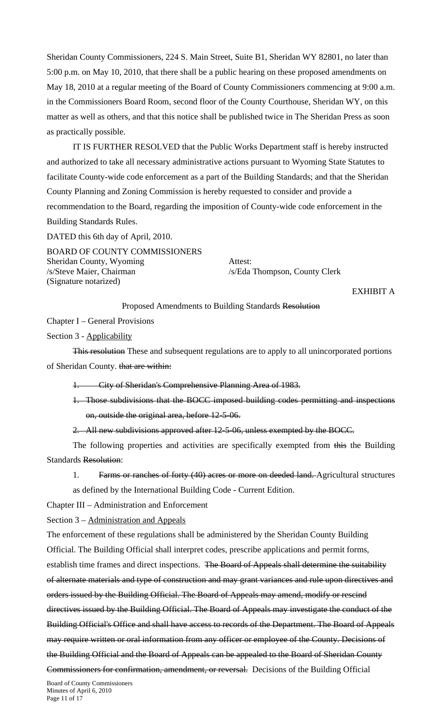Sheridan County Commissioners, 224 S. Main Street, Suite B1, Sheridan WY 82801, no later than 5:00 p.m. on May 10, 2010, that there shall be a public hearing on these proposed amendments on May 18, 2010 at a regular meeting of the Board of County Commissioners commencing at 9:00 a.m. in the Commissioners Board Room, second floor of the County Courthouse, Sheridan WY, on this matter as well as others, and that this notice shall be published twice in The Sheridan Press as soon as practically possible.

IT IS FURTHER RESOLVED that the Public Works Department staff is hereby instructed and authorized to take all necessary administrative actions pursuant to Wyoming State Statutes to facilitate County-wide code enforcement as a part of the Building Standards; and that the Sheridan County Planning and Zoning Commission is hereby requested to consider and provide a recommendation to the Board, regarding the imposition of County-wide code enforcement in the Building Standards Rules.

DATED this 6th day of April, 2010.

BOARD OF COUNTY COMMISSIONERS
Sheridan County, Wyoming
/s/Steve Maier, Chairman
(Signature notarized)

Attest:
/s/Eda Thompson, County Clerk

EXHIBIT A

Proposed Amendments to Building Standards ~~Resolution~~

Chapter I – General Provisions

Section 3 - Applicability

~~This resolution~~ These and subsequent regulations are to apply to all unincorporated portions of Sheridan County. ~~that are within:~~

1. ~~City of Sheridan's Comprehensive Planning Area of 1983.~~
1. ~~Those subdivisions that the BOCC imposed building codes permitting and inspections on, outside the original area, before 12-5-06.~~
2. ~~All new subdivisions approved after 12-5-06, unless exempted by the BOCC.~~

The following properties and activities are specifically exempted from ~~this~~ the Building Standards ~~Resolution~~:

1. ~~Farms or ranches of forty (40) acres or more on deeded land.~~ Agricultural structures as defined by the International Building Code - Current Edition.

Chapter III – Administration and Enforcement

Section 3 – Administration and Appeals

The enforcement of these regulations shall be administered by the Sheridan County Building Official. The Building Official shall interpret codes, prescribe applications and permit forms, establish time frames and direct inspections. ~~The Board of Appeals shall determine the suitability of alternate materials and type of construction and may grant variances and rule upon directives and orders issued by the Building Official. The Board of Appeals may amend, modify or rescind directives issued by the Building Official. The Board of Appeals may investigate the conduct of the Building Official's Office and shall have access to records of the Department. The Board of Appeals may require written or oral information from any officer or employee of the County. Decisions of the Building Official and the Board of Appeals can be appealed to the Board of Sheridan County Commissioners for confirmation, amendment, or reversal.~~ Decisions of the Building Official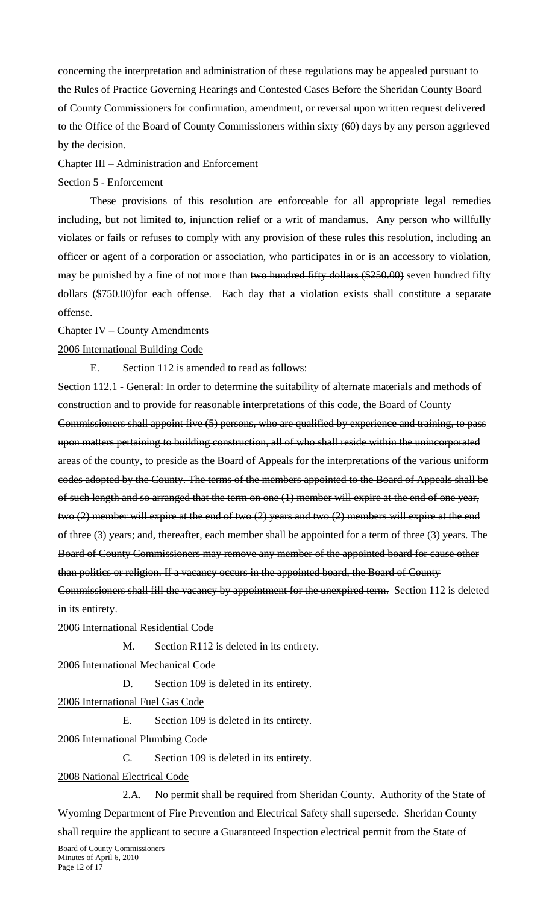concerning the interpretation and administration of these regulations may be appealed pursuant to the Rules of Practice Governing Hearings and Contested Cases Before the Sheridan County Board of County Commissioners for confirmation, amendment, or reversal upon written request delivered to the Office of the Board of County Commissioners within sixty (60) days by any person aggrieved by the decision.

Chapter III – Administration and Enforcement

Section 5 - Enforcement

These provisions ~~of this resolution~~ are enforceable for all appropriate legal remedies including, but not limited to, injunction relief or a writ of mandamus. Any person who willfully violates or fails or refuses to comply with any provision of these rules ~~this resolution~~, including an officer or agent of a corporation or association, who participates in or is an accessory to violation, may be punished by a fine of not more than ~~two hundred fifty dollars ($250.00)~~ seven hundred fifty dollars ($750.00)for each offense. Each day that a violation exists shall constitute a separate offense.

Chapter IV – County Amendments

2006 International Building Code

~~E. Section 112 is amended to read as follows:~~

~~Section 112.1 - General: In order to determine the suitability of alternate materials and methods of construction and to provide for reasonable interpretations of this code, the Board of County Commissioners shall appoint five (5) persons, who are qualified by experience and training, to pass upon matters pertaining to building construction, all of who shall reside within the unincorporated areas of the county, to preside as the Board of Appeals for the interpretations of the various uniform codes adopted by the County. The terms of the members appointed to the Board of Appeals shall be of such length and so arranged that the term on one (1) member will expire at the end of one year, two (2) member will expire at the end of two (2) years and two (2) members will expire at the end of three (3) years; and, thereafter, each member shall be appointed for a term of three (3) years. The Board of County Commissioners may remove any member of the appointed board for cause other than politics or religion. If a vacancy occurs in the appointed board, the Board of County Commissioners shall fill the vacancy by appointment for the unexpired term.~~ Section 112 is deleted in its entirety.

2006 International Residential Code

M. Section R112 is deleted in its entirety.

2006 International Mechanical Code

D. Section 109 is deleted in its entirety.

2006 International Fuel Gas Code

E. Section 109 is deleted in its entirety.

2006 International Plumbing Code

C. Section 109 is deleted in its entirety.

2008 National Electrical Code

2.A. No permit shall be required from Sheridan County. Authority of the State of Wyoming Department of Fire Prevention and Electrical Safety shall supersede. Sheridan County shall require the applicant to secure a Guaranteed Inspection electrical permit from the State of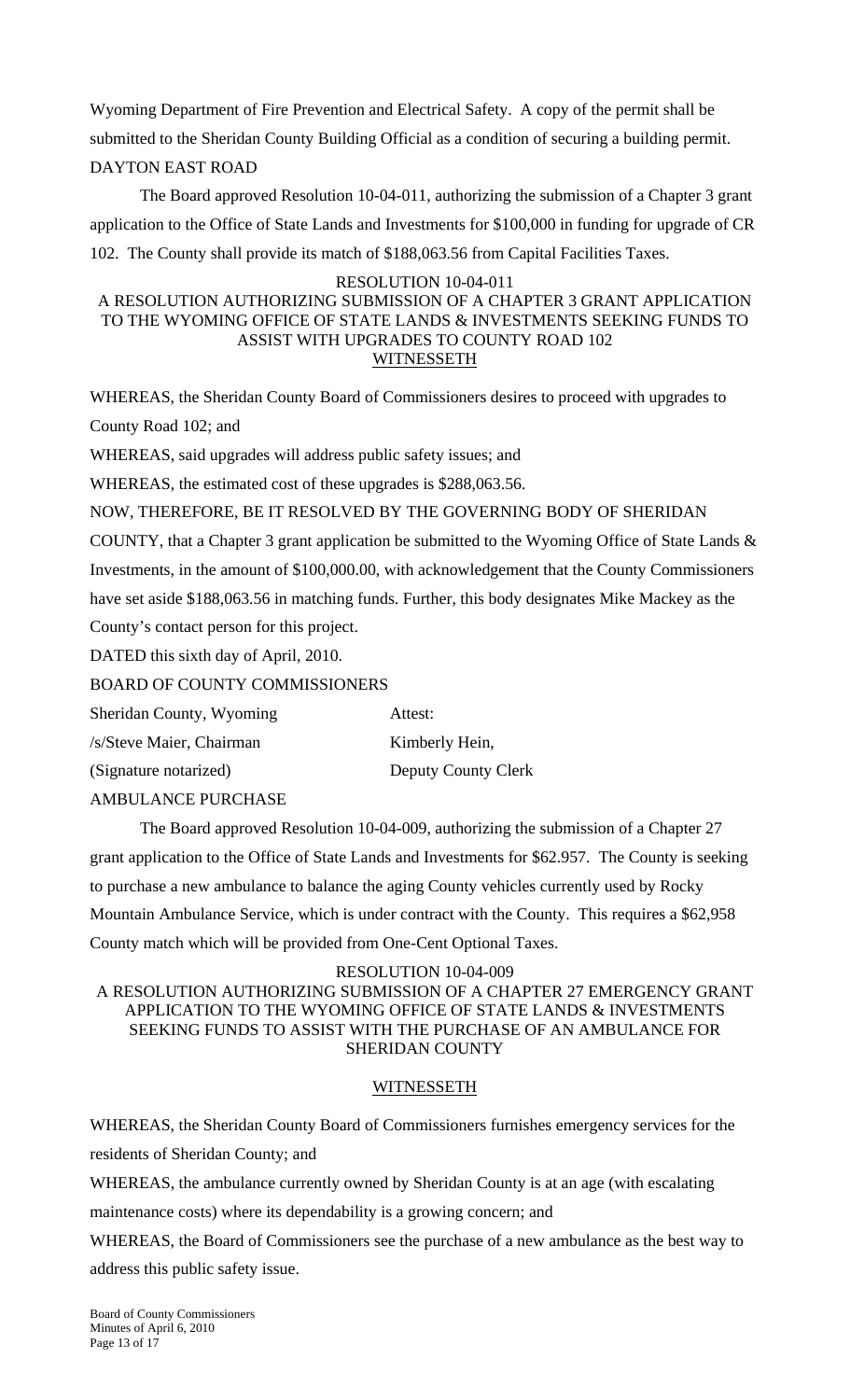Wyoming Department of Fire Prevention and Electrical Safety. A copy of the permit shall be submitted to the Sheridan County Building Official as a condition of securing a building permit.

DAYTON EAST ROAD

The Board approved Resolution 10-04-011, authorizing the submission of a Chapter 3 grant application to the Office of State Lands and Investments for $100,000 in funding for upgrade of CR 102. The County shall provide its match of $188,063.56 from Capital Facilities Taxes.

RESOLUTION 10-04-011

A RESOLUTION AUTHORIZING SUBMISSION OF A CHAPTER 3 GRANT APPLICATION TO THE WYOMING OFFICE OF STATE LANDS & INVESTMENTS SEEKING FUNDS TO ASSIST WITH UPGRADES TO COUNTY ROAD 102

WITNESSETH

WHEREAS, the Sheridan County Board of Commissioners desires to proceed with upgrades to County Road 102; and

WHEREAS, said upgrades will address public safety issues; and

WHEREAS, the estimated cost of these upgrades is $288,063.56.

NOW, THEREFORE, BE IT RESOLVED BY THE GOVERNING BODY OF SHERIDAN COUNTY, that a Chapter 3 grant application be submitted to the Wyoming Office of State Lands & Investments, in the amount of $100,000.00, with acknowledgement that the County Commissioners have set aside $188,063.56 in matching funds. Further, this body designates Mike Mackey as the County's contact person for this project.

DATED this sixth day of April, 2010.

BOARD OF COUNTY COMMISSIONERS

Sheridan County, Wyoming

/s/Steve Maier, Chairman

(Signature notarized)

Attest:

Kimberly Hein,

Deputy County Clerk

AMBULANCE PURCHASE

The Board approved Resolution 10-04-009, authorizing the submission of a Chapter 27 grant application to the Office of State Lands and Investments for $62.957. The County is seeking to purchase a new ambulance to balance the aging County vehicles currently used by Rocky Mountain Ambulance Service, which is under contract with the County. This requires a $62,958 County match which will be provided from One-Cent Optional Taxes.

RESOLUTION 10-04-009

A RESOLUTION AUTHORIZING SUBMISSION OF A CHAPTER 27 EMERGENCY GRANT APPLICATION TO THE WYOMING OFFICE OF STATE LANDS & INVESTMENTS SEEKING FUNDS TO ASSIST WITH THE PURCHASE OF AN AMBULANCE FOR SHERIDAN COUNTY

WITNESSETH

WHEREAS, the Sheridan County Board of Commissioners furnishes emergency services for the residents of Sheridan County; and

WHEREAS, the ambulance currently owned by Sheridan County is at an age (with escalating maintenance costs) where its dependability is a growing concern; and

WHEREAS, the Board of Commissioners see the purchase of a new ambulance as the best way to address this public safety issue.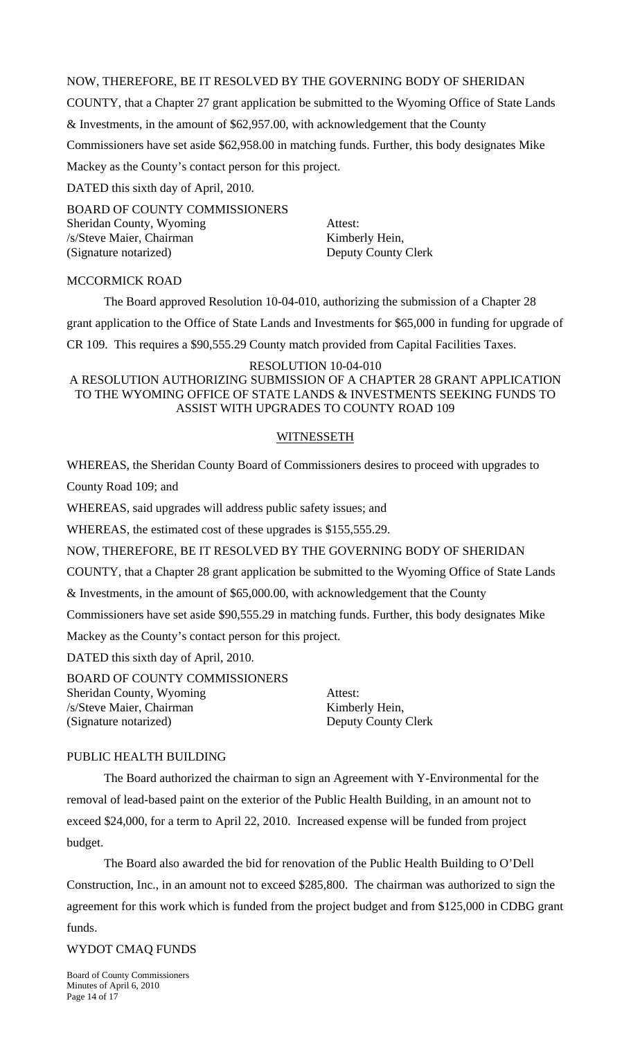NOW, THEREFORE, BE IT RESOLVED BY THE GOVERNING BODY OF SHERIDAN COUNTY, that a Chapter 27 grant application be submitted to the Wyoming Office of State Lands & Investments, in the amount of $62,957.00, with acknowledgement that the County Commissioners have set aside $62,958.00 in matching funds. Further, this body designates Mike Mackey as the County's contact person for this project.

DATED this sixth day of April, 2010.

BOARD OF COUNTY COMMISSIONERS
Sheridan County, Wyoming
/s/Steve Maier, Chairman
(Signature notarized)

Attest:
Kimberly Hein,
Deputy County Clerk

MCCORMICK ROAD

The Board approved Resolution 10-04-010, authorizing the submission of a Chapter 28 grant application to the Office of State Lands and Investments for $65,000 in funding for upgrade of CR 109. This requires a $90,555.29 County match provided from Capital Facilities Taxes.

RESOLUTION 10-04-010

A RESOLUTION AUTHORIZING SUBMISSION OF A CHAPTER 28 GRANT APPLICATION TO THE WYOMING OFFICE OF STATE LANDS & INVESTMENTS SEEKING FUNDS TO ASSIST WITH UPGRADES TO COUNTY ROAD 109

WITNESSETH

WHEREAS, the Sheridan County Board of Commissioners desires to proceed with upgrades to County Road 109; and

WHEREAS, said upgrades will address public safety issues; and

WHEREAS, the estimated cost of these upgrades is $155,555.29.

NOW, THEREFORE, BE IT RESOLVED BY THE GOVERNING BODY OF SHERIDAN COUNTY, that a Chapter 28 grant application be submitted to the Wyoming Office of State Lands & Investments, in the amount of $65,000.00, with acknowledgement that the County Commissioners have set aside $90,555.29 in matching funds. Further, this body designates Mike Mackey as the County's contact person for this project.

DATED this sixth day of April, 2010.

BOARD OF COUNTY COMMISSIONERS
Sheridan County, Wyoming
/s/Steve Maier, Chairman
(Signature notarized)

Attest:
Kimberly Hein,
Deputy County Clerk

PUBLIC HEALTH BUILDING

The Board authorized the chairman to sign an Agreement with Y-Environmental for the removal of lead-based paint on the exterior of the Public Health Building, in an amount not to exceed $24,000, for a term to April 22, 2010. Increased expense will be funded from project budget.

The Board also awarded the bid for renovation of the Public Health Building to O'Dell Construction, Inc., in an amount not to exceed $285,800. The chairman was authorized to sign the agreement for this work which is funded from the project budget and from $125,000 in CDBG grant funds.

WYDOT CMAQ FUNDS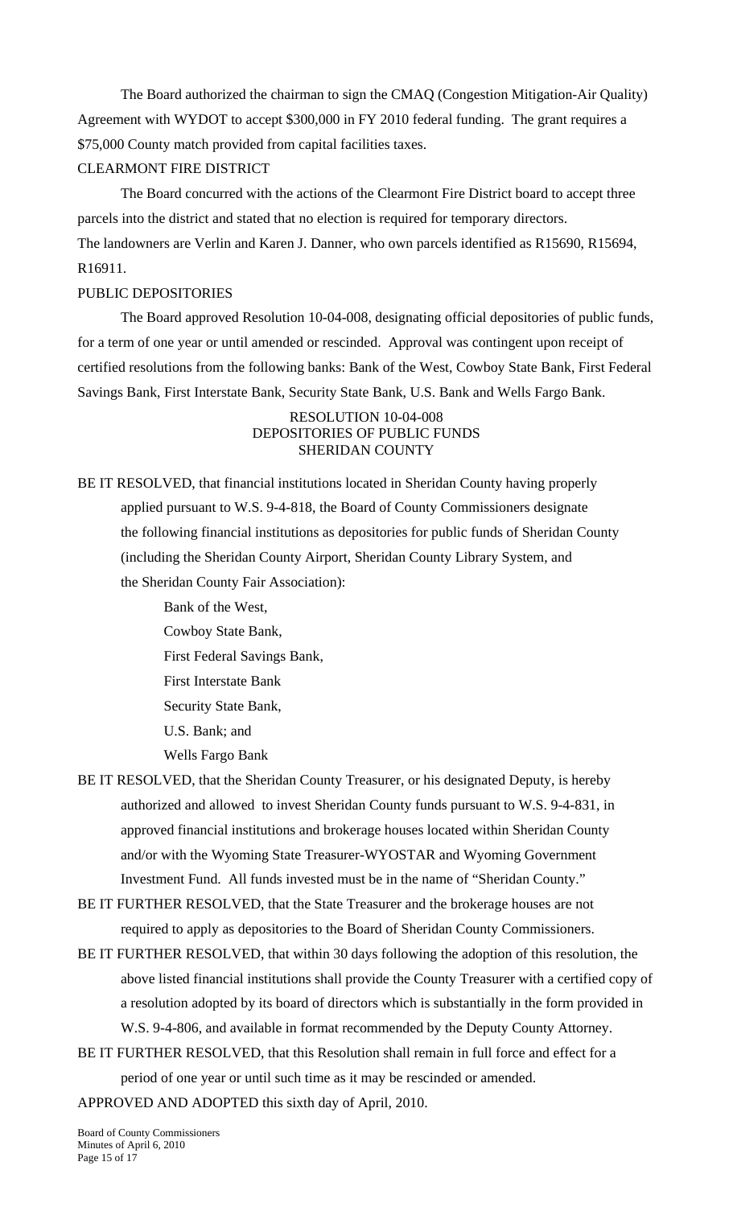The Board authorized the chairman to sign the CMAQ (Congestion Mitigation-Air Quality) Agreement with WYDOT to accept $300,000 in FY 2010 federal funding. The grant requires a $75,000 County match provided from capital facilities taxes.

CLEARMONT FIRE DISTRICT

The Board concurred with the actions of the Clearmont Fire District board to accept three parcels into the district and stated that no election is required for temporary directors. The landowners are Verlin and Karen J. Danner, who own parcels identified as R15690, R15694, R16911.

PUBLIC DEPOSITORIES

The Board approved Resolution 10-04-008, designating official depositories of public funds, for a term of one year or until amended or rescinded. Approval was contingent upon receipt of certified resolutions from the following banks: Bank of the West, Cowboy State Bank, First Federal Savings Bank, First Interstate Bank, Security State Bank, U.S. Bank and Wells Fargo Bank.

RESOLUTION 10-04-008
DEPOSITORIES OF PUBLIC FUNDS
SHERIDAN COUNTY

BE IT RESOLVED, that financial institutions located in Sheridan County having properly applied pursuant to W.S. 9-4-818, the Board of County Commissioners designate the following financial institutions as depositories for public funds of Sheridan County (including the Sheridan County Airport, Sheridan County Library System, and the Sheridan County Fair Association):

Bank of the West,
Cowboy State Bank,
First Federal Savings Bank,
First Interstate Bank
Security State Bank,
U.S. Bank; and
Wells Fargo Bank

BE IT RESOLVED, that the Sheridan County Treasurer, or his designated Deputy, is hereby authorized and allowed to invest Sheridan County funds pursuant to W.S. 9-4-831, in approved financial institutions and brokerage houses located within Sheridan County and/or with the Wyoming State Treasurer-WYOSTAR and Wyoming Government Investment Fund. All funds invested must be in the name of "Sheridan County."

BE IT FURTHER RESOLVED, that the State Treasurer and the brokerage houses are not required to apply as depositories to the Board of Sheridan County Commissioners.

BE IT FURTHER RESOLVED, that within 30 days following the adoption of this resolution, the above listed financial institutions shall provide the County Treasurer with a certified copy of a resolution adopted by its board of directors which is substantially in the form provided in W.S. 9-4-806, and available in format recommended by the Deputy County Attorney.

BE IT FURTHER RESOLVED, that this Resolution shall remain in full force and effect for a period of one year or until such time as it may be rescinded or amended.

APPROVED AND ADOPTED this sixth day of April, 2010.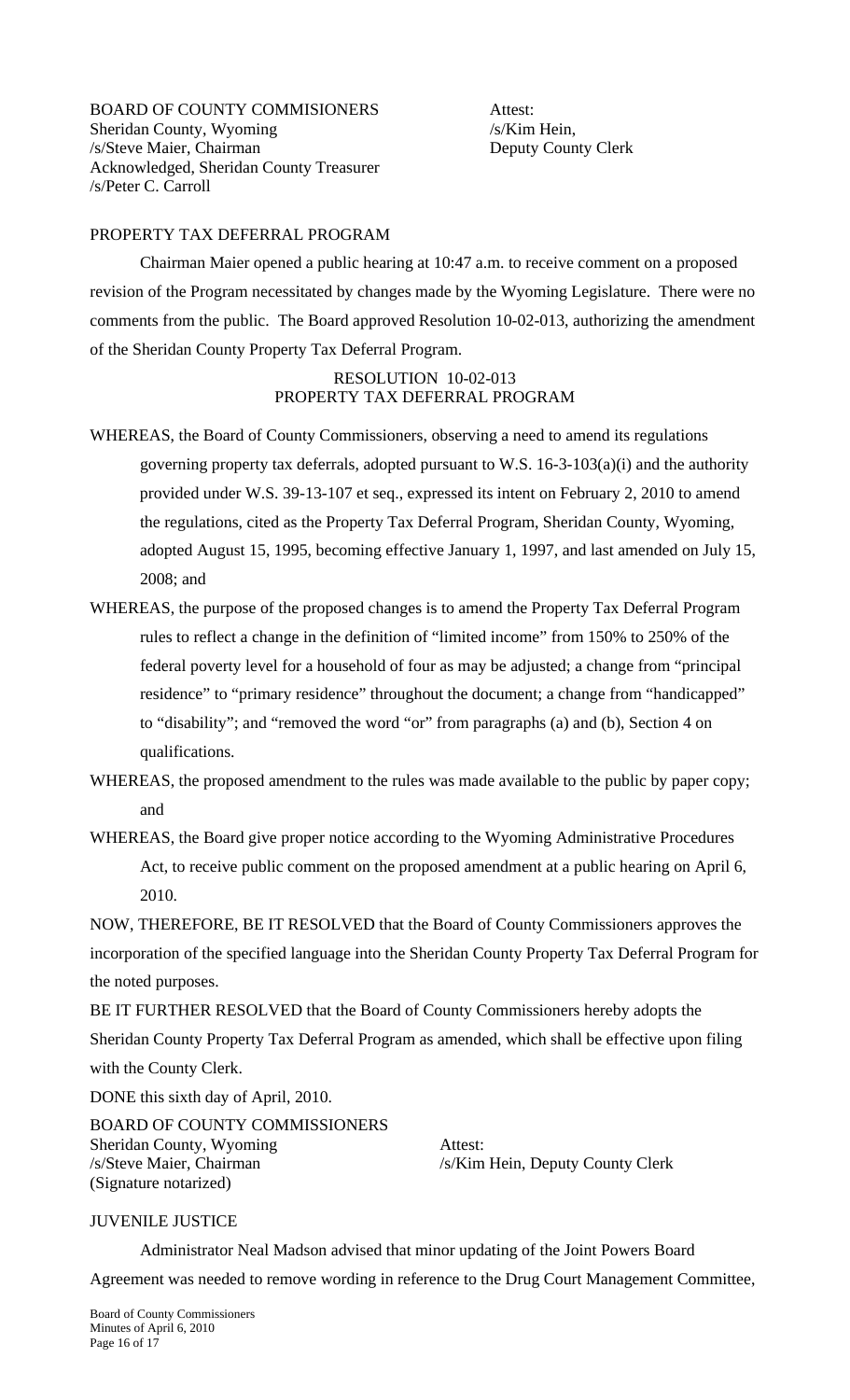BOARD OF COUNTY COMMISIONERS
Sheridan County, Wyoming
/s/Steve Maier, Chairman
Acknowledged, Sheridan County Treasurer
/s/Peter C. Carroll

Attest:
/s/Kim Hein,
Deputy County Clerk

PROPERTY TAX DEFERRAL PROGRAM

Chairman Maier opened a public hearing at 10:47 a.m. to receive comment on a proposed revision of the Program necessitated by changes made by the Wyoming Legislature. There were no comments from the public. The Board approved Resolution 10-02-013, authorizing the amendment of the Sheridan County Property Tax Deferral Program.

RESOLUTION 10-02-013
PROPERTY TAX DEFERRAL PROGRAM

WHEREAS, the Board of County Commissioners, observing a need to amend its regulations governing property tax deferrals, adopted pursuant to W.S. 16-3-103(a)(i) and the authority provided under W.S. 39-13-107 et seq., expressed its intent on February 2, 2010 to amend the regulations, cited as the Property Tax Deferral Program, Sheridan County, Wyoming, adopted August 15, 1995, becoming effective January 1, 1997, and last amended on July 15, 2008; and

WHEREAS, the purpose of the proposed changes is to amend the Property Tax Deferral Program rules to reflect a change in the definition of "limited income" from 150% to 250% of the federal poverty level for a household of four as may be adjusted; a change from "principal residence" to "primary residence" throughout the document; a change from "handicapped" to "disability"; and "removed the word "or" from paragraphs (a) and (b), Section 4 on qualifications.

WHEREAS, the proposed amendment to the rules was made available to the public by paper copy; and

WHEREAS, the Board give proper notice according to the Wyoming Administrative Procedures Act, to receive public comment on the proposed amendment at a public hearing on April 6, 2010.

NOW, THEREFORE, BE IT RESOLVED that the Board of County Commissioners approves the incorporation of the specified language into the Sheridan County Property Tax Deferral Program for the noted purposes.

BE IT FURTHER RESOLVED that the Board of County Commissioners hereby adopts the Sheridan County Property Tax Deferral Program as amended, which shall be effective upon filing with the County Clerk.

DONE this sixth day of April, 2010.

BOARD OF COUNTY COMMISSIONERS
Sheridan County, Wyoming
/s/Steve Maier, Chairman
(Signature notarized)

Attest:
/s/Kim Hein, Deputy County Clerk

JUVENILE JUSTICE

Administrator Neal Madson advised that minor updating of the Joint Powers Board Agreement was needed to remove wording in reference to the Drug Court Management Committee,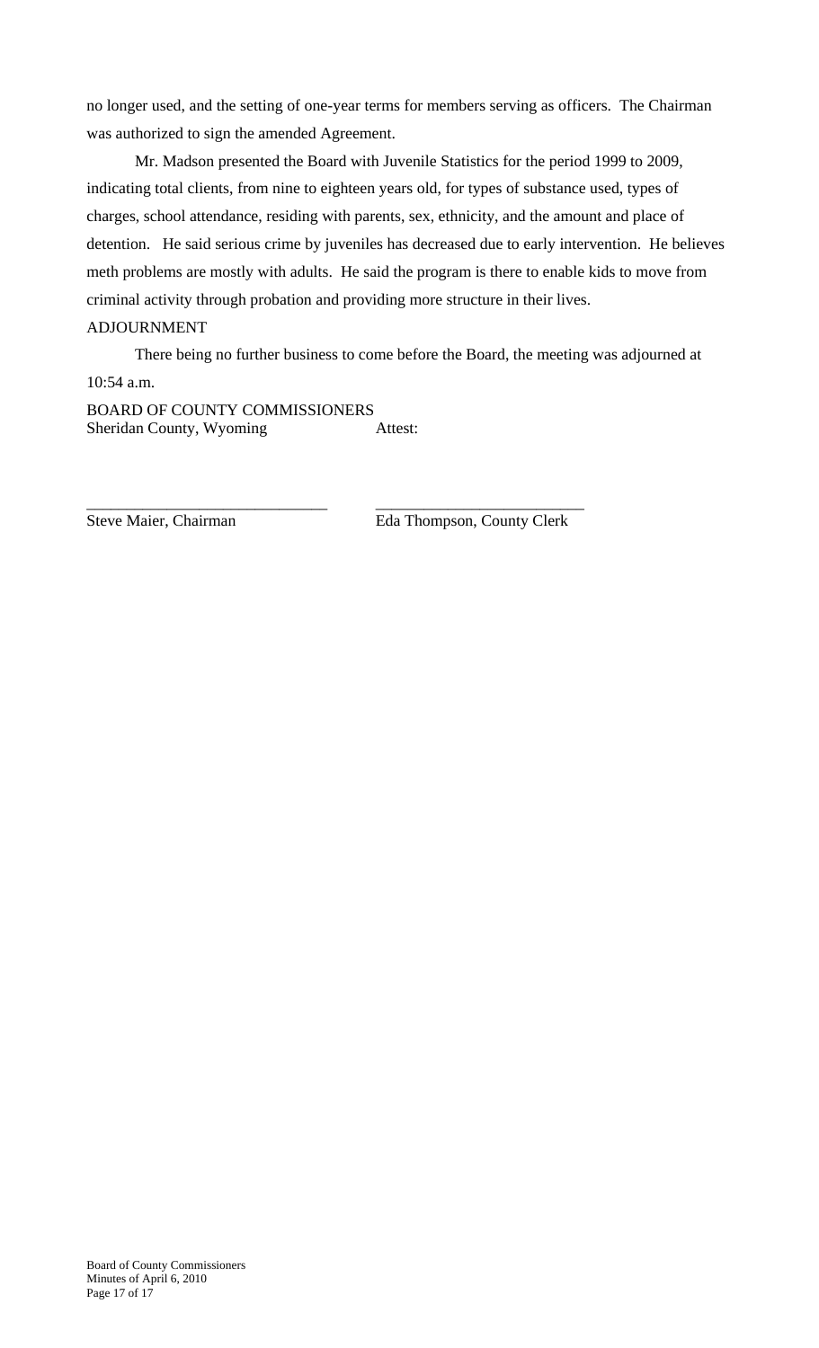no longer used, and the setting of one-year terms for members serving as officers. The Chairman was authorized to sign the amended Agreement.

Mr. Madson presented the Board with Juvenile Statistics for the period 1999 to 2009, indicating total clients, from nine to eighteen years old, for types of substance used, types of charges, school attendance, residing with parents, sex, ethnicity, and the amount and place of detention. He said serious crime by juveniles has decreased due to early intervention. He believes meth problems are mostly with adults. He said the program is there to enable kids to move from criminal activity through probation and providing more structure in their lives.

ADJOURNMENT

There being no further business to come before the Board, the meeting was adjourned at 10:54 a.m.

BOARD OF COUNTY COMMISSIONERS
Sheridan County, Wyoming                    Attest:

______________________________          __________________________
Steve Maier, Chairman                            Eda Thompson, County Clerk